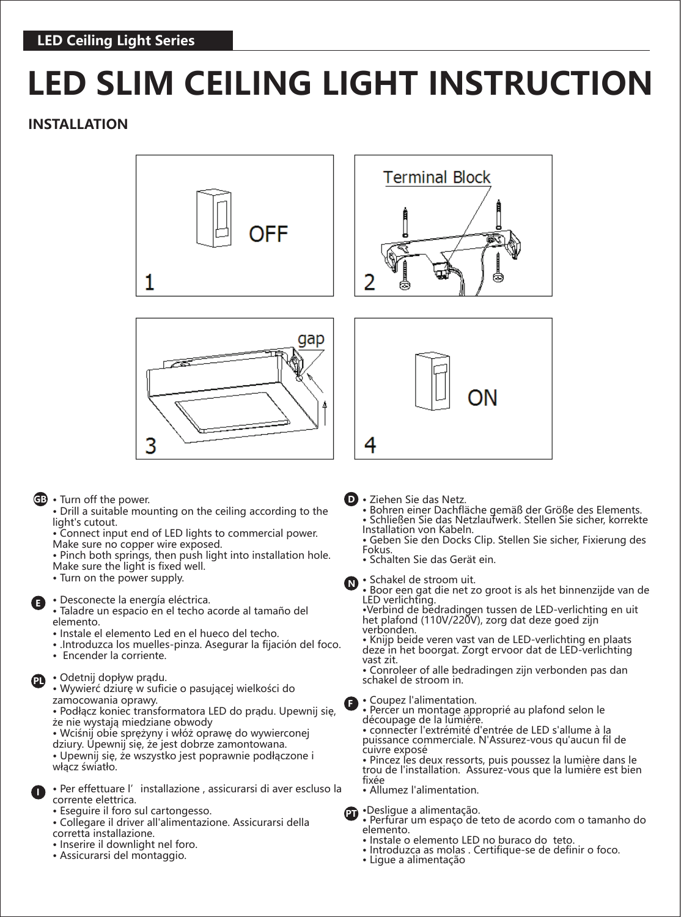LED Ceiling Light Series

# LED SLIM CEILING LIGHT INSTRUCTION

## INSTALLATION

1 OFF

2 Terminal Block

3 gap

4 ON

**GB**

- Turn off the power.
- Drill a suitable mounting on the ceiling according to the light's cutout.
- Connect input end of LED lights to commercial power. Make sure no copper wire exposed.
- Pinch both springs, then push light into installation hole. Make sure the light is fixed well.
- Turn on the power supply.

**E**

- Desconecte la energía eléctrica.
- Taladre un espacio en el techo acorde al tamaño del elemento.
- Instale el elemento Led en el hueco del techo.
- .Introduzca los muelles-pinza. Asegurar la fijación del foco.
- Encender la corriente.

**PL**

- Odetnij dopływ prądu.
- Wywierć dziurę w suficie o pasującej wielkości do zamocowania oprawy.
- Podłącz koniec transformatora LED do prądu. Upewnij się, że nie wystają miedziane obwody
- Wciśnij obie sprężyny i włóż oprawę do wywierconej dziury. Upewnij się, że jest dobrze zamontowana.
- Upewnij się, że wszystko jest poprawnie podłączone i włącz światło.

**I**

- Per effettuare l' installazione , assicurarsi di aver escluso la corrente elettrica.
- Eseguire il foro sul cartongesso.
- Collegare il driver all'alimentazione. Assicurarsi della corretta installazione.
- Inserire il downlight nel foro.
- Assicurarsi del montaggio.

**D**

- Ziehen Sie das Netz.
- Bohren einer Dachfläche gemäß der Größe des Elements.
- Schließen Sie das Netzlaufwerk. Stellen Sie sicher, korrekte Installation von Kabeln.
- Geben Sie den Docks Clip. Stellen Sie sicher, Fixierung des Fokus.
- Schalten Sie das Gerät ein.

**N**

- Schakel de stroom uit.
- Boor een gat die net zo groot is als het binnenzijde van de LED verlichting.
- Verbind de bedradingen tussen de LED-verlichting en uit het plafond (110V/220V), zorg dat deze goed zijn verbonden.
- Knijp beide veren vast van de LED-verlichting en plaats deze in het boorgat. Zorgt ervoor dat de LED-verlichting vast zit.
- Conroleer of alle bedradingen zijn verbonden pas dan schakel de stroom in.

**F**

- Coupez l'alimentation.
- Percer un montage approprié au plafond selon le découpage de la lumière.
- connecter l'extrémité d'entrée de LED s'allume à la puissance commerciale. N'Assurez-vous qu'aucun fil de cuivre exposé
- Pincez les deux ressorts, puis poussez la lumière dans le trou de l'installation. Assurez-vous que la lumière est bien fixée
- Allumez l'alimentation.

**PT**

- Desligue a alimentação.
- Perfurar um espaço de teto de acordo com o tamanho do elemento.
- Instale o elemento LED no buraco do teto.
- Introduzca as molas . Certifique-se de definir o foco.
- Ligue a alimentação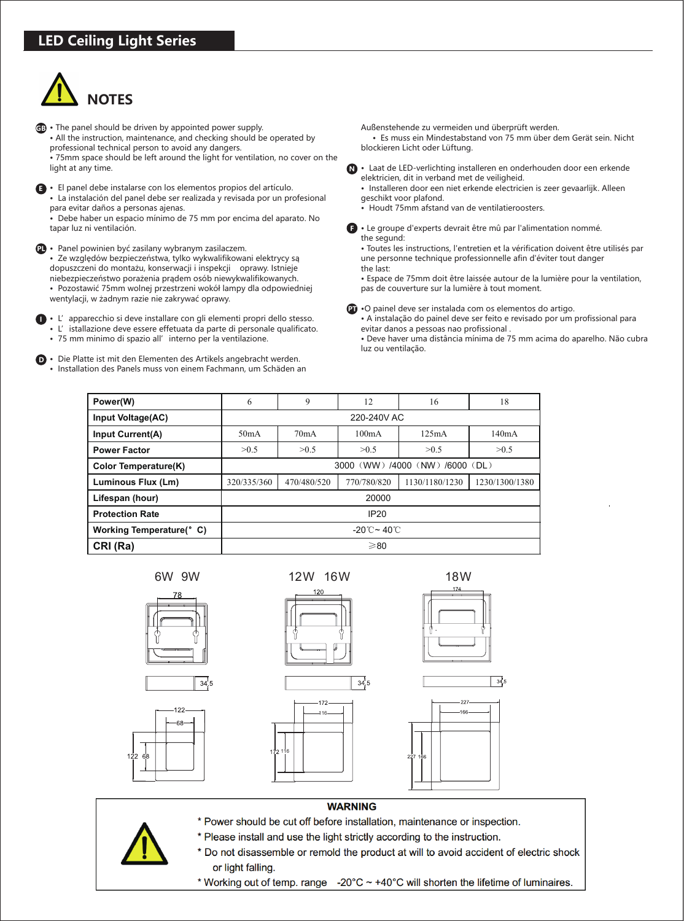## LED Ceiling Light Series

### NOTES

**GB**
- The panel should be driven by appointed power supply.
- All the instruction, maintenance, and checking should be operated by professional technical person to avoid any dangers.
- 75mm space should be left around the light for ventilation, no cover on the light at any time.

**E**
- El panel debe instalarse con los elementos propios del artículo.
- La instalación del panel debe ser realizada y revisada por un profesional para evitar daños a personas ajenas.
- Debe haber un espacio mínimo de 75 mm por encima del aparato. No tapar luz ni ventilación.

**PL**
- Panel powinien być zasilany wybranym zasilaczem.
- Ze względów bezpieczeństwa, tylko wykwalifikowani elektrycy są dopuszczeni do montażu, konserwacji i inspekcji oprawy. Istnieje niebezpieczeństwo porażenia prądem osób niewykwalifikowanych.
- Pozostawić 75mm wolnej przestrzeni wokół lampy dla odpowiedniej wentylacji, w żadnym razie nie zakrywać oprawy.

**I**
- L' apparecchio si deve installare con gli elementi propri dello stesso.
- L' istallazione deve essere effetuata da parte di personale qualificato.
- 75 mm minimo di spazio all' interno per la ventilazione.

**D**
- Die Platte ist mit den Elementen des Artikels angebracht werden.
- Installation des Panels muss von einem Fachmann, um Schäden an Außenstehende zu vermeiden und überprüft werden.
- Es muss ein Mindestabstand von 75 mm über dem Gerät sein. Nicht blockieren Licht oder Lüftung.

**N**
- Laat de LED-verlichting installeren en onderhouden door een erkende elektricien, dit in verband met de veiligheid.
- Installeren door een niet erkende electricien is zeer gevaarlijk. Alleen geschikt voor plafond.
- Houdt 75mm afstand van de ventilatieroosters.

**F**
- Le groupe d'experts devrait être mû par l'alimentation nommé.
the segund:
- Toutes les instructions, l'entretien et la vérification doivent être utilisés par une personne technique professionnelle afin d'éviter tout danger
the last:
- Espace de 75mm doit être laissée autour de la lumière pour la ventilation, pas de couverture sur la lumière à tout moment.

**PT**
- O painel deve ser instalada com os elementos do artigo.
- A instalação do painel deve ser feito e revisado por um profissional para evitar danos a pessoas nao profissional .
- Deve haver uma distância mínima de 75 mm acima do aparelho. Não cubra luz ou ventilação.

| | | | | | |
|---|---|---|---|---|---|
| **Power(W)** | 6 | 9 | 12 | 16 | 18 |
| **Input Voltage(AC)** | 220-240V AC | | | | |
| **Input Current(A)** | 50mA | 70mA | 100mA | 125mA | 140mA |
| **Power Factor** | >0.5 | >0.5 | >0.5 | >0.5 | >0.5 |
| **Color Temperature(K)** | 3000（WW）/4000（NW）/6000（DL） | | | | |
| **Luminous Flux (Lm)** | 320/335/360 | 470/480/520 | 770/780/820 | 1130/1180/1230 | 1230/1300/1380 |
| **Lifespan (hour)** | 20000 | | | | |
| **Protection Rate** | IP20 | | | | |
| **Working Temperature(° C)** | -20℃~ 40℃ | | | | |
| **CRI (Ra)** | ≥80 | | | | |

6W 9W
78
34.5
122
68
122 68

12W 16W
120
34.5
172
116
172 116

18W
174
34.5
227
166
227 166

**WARNING**

* Power should be cut off before installation, maintenance or inspection.
* Please install and use the light strictly according to the instruction.
* Do not disassemble or remold the product at will to avoid accident of electric shock or light falling.
* Working out of temp. range -20°C ~ +40°C will shorten the lifetime of luminaires.